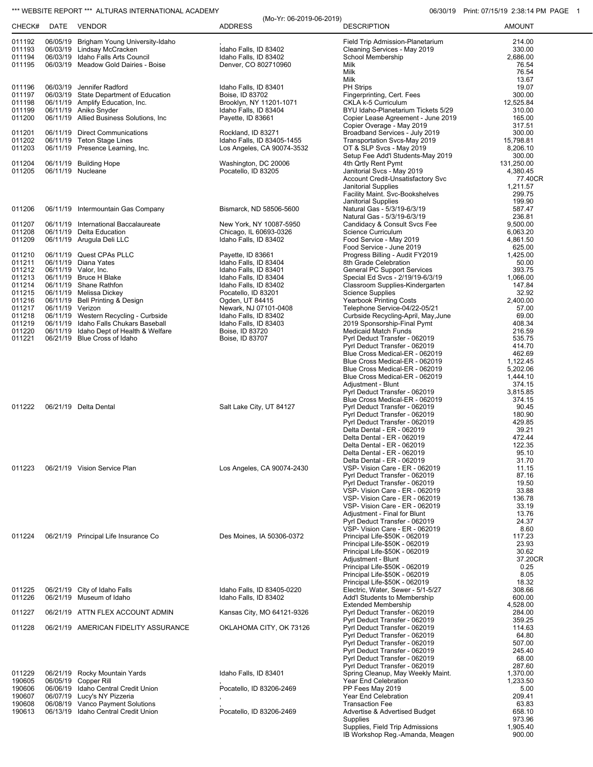*** WEBSITE REPORT *** ALTURAS INTERNATIONAL ACADEMY

(Mo-Yr: 06-2019-06-2019)

06/30/19 Print: 07/15/19 2:38:14 PM

| CHECK# | DATE | VENDOR | ADDRESS | DESCRIPTION | AMOUNT |
|---|---|---|---|---|---|
| 011192 | 06/05/19 | Brigham Young University-Idaho | , | Field Trip Admission-Planetarium | 214.00 |
| 011193 | 06/03/19 | Lindsay McCracken | Idaho Falls, ID 83402 | Cleaning Services - May 2019 | 330.00 |
| 011194 | 06/03/19 | Idaho Falls Arts Council | Idaho Falls, ID 83402 | School Membership | 2,686.00 |
| 011195 | 06/03/19 | Meadow Gold Dairies - Boise | Denver, CO 802710960 | Milk | 76.54 |
| | | | | Milk | 76.54 |
| | | | | Milk | 13.67 |
| 011196 | 06/03/19 | Jennifer Radford | Idaho Falls, ID 83401 | PH Strips | 19.07 |
| 011197 | 06/03/19 | State Department of Education | Boise, ID 83702 | Fingerprinting, Cert. Fees | 300.00 |
| 011198 | 06/11/19 | Amplify Education, Inc. | Brooklyn, NY 11201-1071 | CKLA k-5 Curriculum | 12,525.84 |
| 011199 | 06/11/19 | Aniko Snyder | Idaho Falls, ID 83404 | BYU Idaho-Planetarium Tickets 5/29 | 310.00 |
| 011200 | 06/11/19 | Allied Business Solutions, Inc | Payette, ID 83661 | Copier Lease Agreement - June 2019 | 165.00 |
| | | | | Copier Overage - May 2019 | 317.51 |
| 011201 | 06/11/19 | Direct Communications | Rockland, ID 83271 | Broadband Services - July 2019 | 300.00 |
| 011202 | 06/11/19 | Teton Stage Lines | Idaho Falls, ID 83405-1455 | Transportation Svcs-May 2019 | 15,798.81 |
| 011203 | 06/11/19 | Presence Learning, Inc. | Los Angeles, CA 90074-3532 | OT & SLP Svcs - May 2019 | 8,206.10 |
| | | | | Setup Fee Add'l Students-May 2019 | 300.00 |
| 011204 | 06/11/19 | Building Hope | Washington, DC 20006 | 4th Qrtly Rent Pymt | 131,250.00 |
| 011205 | 06/11/19 | Nucleane | Pocatello, ID 83205 | Janitorial Svcs - May 2019 | 4,380.45 |
| | | | | Account Credit-Unsatisfactory Svc | 77.40CR |
| | | | | Janitorial Supplies | 1,211.57 |
| | | | | Facility Maint. Svc-Bookshelves | 299.75 |
| | | | | Janitorial Supplies | 199.90 |
| 011206 | 06/11/19 | Intermountain Gas Company | Bismarck, ND 58506-5600 | Natural Gas - 5/3/19-6/3/19 | 587.47 |
| | | | | Natural Gas - 5/3/19-6/3/19 | 236.81 |
| 011207 | 06/11/19 | International Baccalaureate | New York, NY 10087-5950 | Candidacy & Consult Svcs Fee | 9,500.00 |
| 011208 | 06/11/19 | Delta Education | Chicago, IL 60693-0326 | Science Curriculum | 6,063.20 |
| 011209 | 06/11/19 | Arugula Deli LLC | Idaho Falls, ID 83402 | Food Service - May 2019 | 4,861.50 |
| | | | | Food Service - June 2019 | 625.00 |
| 011210 | 06/11/19 | Quest CPAs PLLC | Payette, ID 83661 | Progress Billing - Audit FY2019 | 1,425.00 |
| 011211 | 06/11/19 | Diana Yates | Idaho Falls, ID 83404 | 8th Grade Celebration | 50.00 |
| 011212 | 06/11/19 | Valor, Inc. | Idaho Falls, ID 83401 | General PC Support Services | 393.75 |
| 011213 | 06/11/19 | Bruce H Blake | Idaho Falls, ID 83404 | Special Ed Svcs - 2/19/19-6/3/19 | 1,066.00 |
| 011214 | 06/11/19 | Shane Rathfon | Idaho Falls, ID 83402 | Classroom Supplies-Kindergarten | 147.84 |
| 011215 | 06/11/19 | Melissa Dickey | Pocatello, ID 83201 | Science Supplies | 32.92 |
| 011216 | 06/11/19 | Bell Printing & Design | Ogden, UT 84415 | Yearbook Printing Costs | 2,400.00 |
| 011217 | 06/11/19 | Verizon | Newark, NJ 07101-0408 | Telephone Service-04/22-05/21 | 57.00 |
| 011218 | 06/11/19 | Western Recycling - Curbside | Idaho Falls, ID 83402 | Curbside Recycling-April, May,June | 69.00 |
| 011219 | 06/11/19 | Idaho Falls Chukars Baseball | Idaho Falls, ID 83403 | 2019 Sponsorship-Final Pymt | 408.34 |
| 011220 | 06/11/19 | Idaho Dept of Health & Welfare | Boise, ID 83720 | Medicaid Match Funds | 216.59 |
| 011221 | 06/21/19 | Blue Cross of Idaho | Boise, ID 83707 | Pyrl Deduct Transfer - 062019 | 535.75 |
| | | | | Pyrl Deduct Transfer - 062019 | 414.70 |
| | | | | Blue Cross Medical-ER - 062019 | 462.69 |
| | | | | Blue Cross Medical-ER - 062019 | 1,122.45 |
| | | | | Blue Cross Medical-ER - 062019 | 5,202.06 |
| | | | | Blue Cross Medical-ER - 062019 | 1,444.10 |
| | | | | Adjustment - Blunt | 374.15 |
| | | | | Pyrl Deduct Transfer - 062019 | 3,815.85 |
| | | | | Blue Cross Medical-ER - 062019 | 374.15 |
| 011222 | 06/21/19 | Delta Dental | Salt Lake City, UT 84127 | Pyrl Deduct Transfer - 062019 | 90.45 |
| | | | | Pyrl Deduct Transfer - 062019 | 180.90 |
| | | | | Pyrl Deduct Transfer - 062019 | 429.85 |
| | | | | Delta Dental - ER - 062019 | 39.21 |
| | | | | Delta Dental - ER - 062019 | 472.44 |
| | | | | Delta Dental - ER - 062019 | 122.35 |
| | | | | Delta Dental - ER - 062019 | 95.10 |
| | | | | Delta Dental - ER - 062019 | 31.70 |
| 011223 | 06/21/19 | Vision Service Plan | Los Angeles, CA 90074-2430 | VSP- Vision Care - ER - 062019 | 11.15 |
| | | | | Pyrl Deduct Transfer - 062019 | 87.16 |
| | | | | Pyrl Deduct Transfer - 062019 | 19.50 |
| | | | | VSP- Vision Care - ER - 062019 | 33.88 |
| | | | | VSP- Vision Care - ER - 062019 | 136.78 |
| | | | | VSP- Vision Care - ER - 062019 | 33.19 |
| | | | | Adjustment - Final for Blunt | 13.76 |
| | | | | Pyrl Deduct Transfer - 062019 | 24.37 |
| | | | | VSP- Vision Care - ER - 062019 | 8.60 |
| 011224 | 06/21/19 | Principal Life Insurance Co | Des Moines, IA 50306-0372 | Principal Life-$50K - 062019 | 117.23 |
| | | | | Principal Life-$50K - 062019 | 23.93 |
| | | | | Principal Life-$50K - 062019 | 30.62 |
| | | | | Adjustment - Blunt | 37.20CR |
| | | | | Principal Life-$50K - 062019 | 0.25 |
| | | | | Principal Life-$50K - 062019 | 8.05 |
| | | | | Principal Life-$50K - 062019 | 18.32 |
| 011225 | 06/21/19 | City of Idaho Falls | Idaho Falls, ID 83405-0220 | Electric, Water, Sewer - 5/1-5/27 | 308.66 |
| 011226 | 06/21/19 | Museum of Idaho | Idaho Falls, ID 83402 | Add'l Students to Membership | 600.00 |
| | | | | Extended Membership | 4,528.00 |
| 011227 | 06/21/19 | ATTN FLEX ACCOUNT ADMIN | Kansas City, MO 64121-9326 | Pyrl Deduct Transfer - 062019 | 284.00 |
| | | | | Pyrl Deduct Transfer - 062019 | 359.25 |
| 011228 | 06/21/19 | AMERICAN FIDELITY ASSURANCE | OKLAHOMA CITY, OK 73126 | Pyrl Deduct Transfer - 062019 | 114.63 |
| | | | | Pyrl Deduct Transfer - 062019 | 64.80 |
| | | | | Pyrl Deduct Transfer - 062019 | 507.00 |
| | | | | Pyrl Deduct Transfer - 062019 | 245.40 |
| | | | | Pyrl Deduct Transfer - 062019 | 68.00 |
| | | | | Pyrl Deduct Transfer - 062019 | 287.60 |
| 011229 | 06/21/19 | Rocky Mountain Yards | Idaho Falls, ID 83401 | Spring Cleanup, May Weekly Maint. | 1,370.00 |
| 190605 | 06/05/19 | Copper Rill | , | Year End Celebration | 1,233.50 |
| 190606 | 06/06/19 | Idaho Central Credit Union | Pocatello, ID 83206-2469 | PP Fees May 2019 | 5.00 |
| 190607 | 06/07/19 | Lucy's NY Pizzeria | , | Year End Celebration | 209.41 |
| 190608 | 06/08/19 | Vanco Payment Solutions | , | Transaction Fee | 63.83 |
| 190613 | 06/13/19 | Idaho Central Credit Union | Pocatello, ID 83206-2469 | Advertise & Advertised Budget | 658.10 |
| | | | | Supplies | 973.96 |
| | | | | Supplies, Field Trip Admissions | 1,905.40 |
| | | | | IB Workshop Reg.-Amanda, Meagen | 900.00 |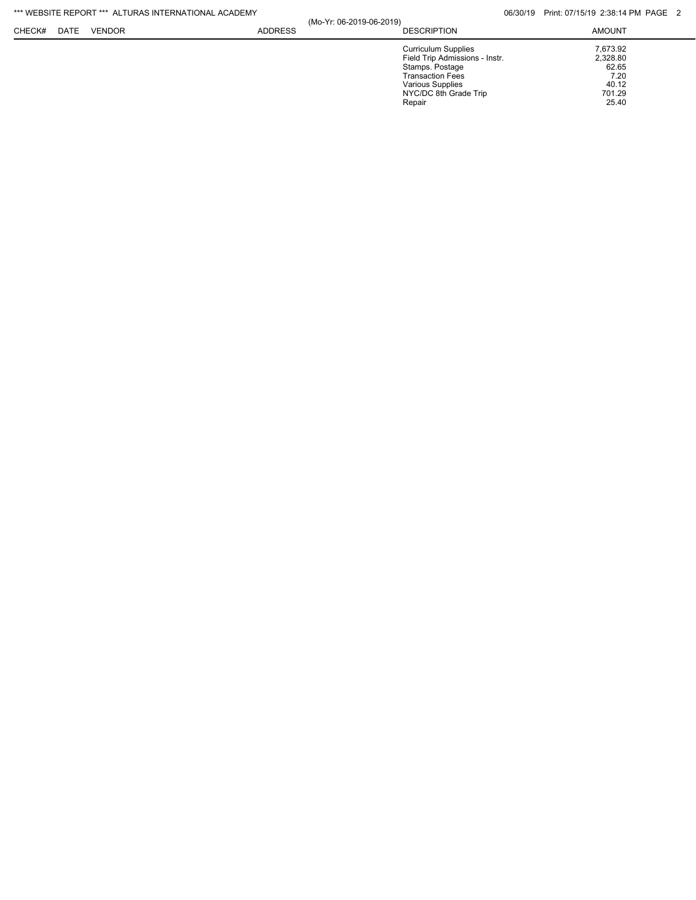| CHECK# | DATE | VENDOR | ADDRESS | DESCRIPTION | AMOUNT |
|---|---|---|---|---|---|
| | | | | Curriculum Supplies | 7,673.92 |
| | | | | Field Trip Admissions - Instr. | 2,328.80 |
| | | | | Stamps. Postage | 62.65 |
| | | | | Transaction Fees | 7.20 |
| | | | | Various Supplies | 40.12 |
| | | | | NYC/DC 8th Grade Trip | 701.29 |
| | | | | Repair | 25.40 |